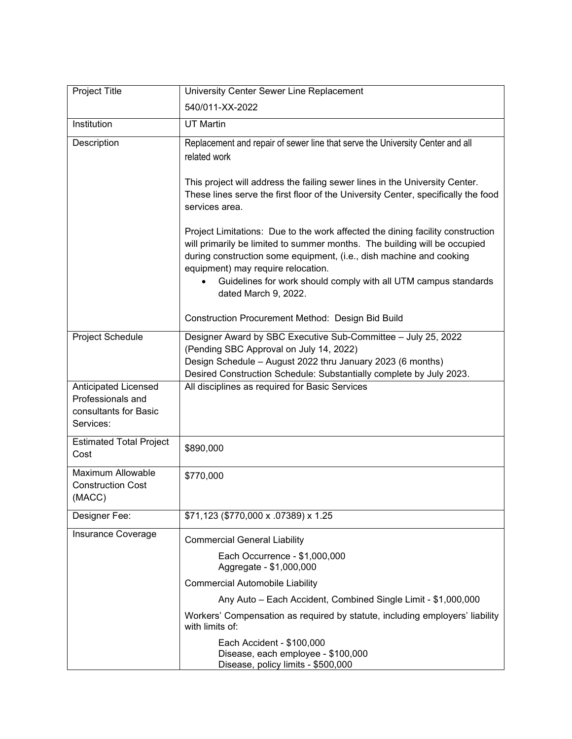| Project Title | University Center Sewer Line Replacement<br>540/011-XX-2022 |
|---|---|
| Institution | UT Martin |
| Description | Replacement and repair of sewer line that serve the University Center and all related work<br><br>This project will address the failing sewer lines in the University Center. These lines serve the first floor of the University Center, specifically the food services area.<br><br>Project Limitations: Due to the work affected the dining facility construction will primarily be limited to summer months. The building will be occupied during construction some equipment, (i.e., dish machine and cooking equipment) may require relocation.<br>• Guidelines for work should comply with all UTM campus standards dated March 9, 2022.<br><br>Construction Procurement Method: Design Bid Build |
| Project Schedule | Designer Award by SBC Executive Sub-Committee – July 25, 2022<br>(Pending SBC Approval on July 14, 2022)<br>Design Schedule – August 2022 thru January 2023 (6 months)<br>Desired Construction Schedule: Substantially complete by July 2023. |
| Anticipated Licensed Professionals and consultants for Basic Services: | All disciplines as required for Basic Services |
| Estimated Total Project Cost | $890,000 |
| Maximum Allowable Construction Cost (MACC) | $770,000 |
| Designer Fee: | $71,123 ($770,000 x .07389) x 1.25 |
| Insurance Coverage | Commercial General Liability<br>Each Occurrence - $1,000,000<br>Aggregate - $1,000,000<br>Commercial Automobile Liability<br>Any Auto – Each Accident, Combined Single Limit - $1,000,000<br>Workers' Compensation as required by statute, including employers' liability with limits of:<br>Each Accident - $100,000<br>Disease, each employee - $100,000<br>Disease, policy limits - $500,000 |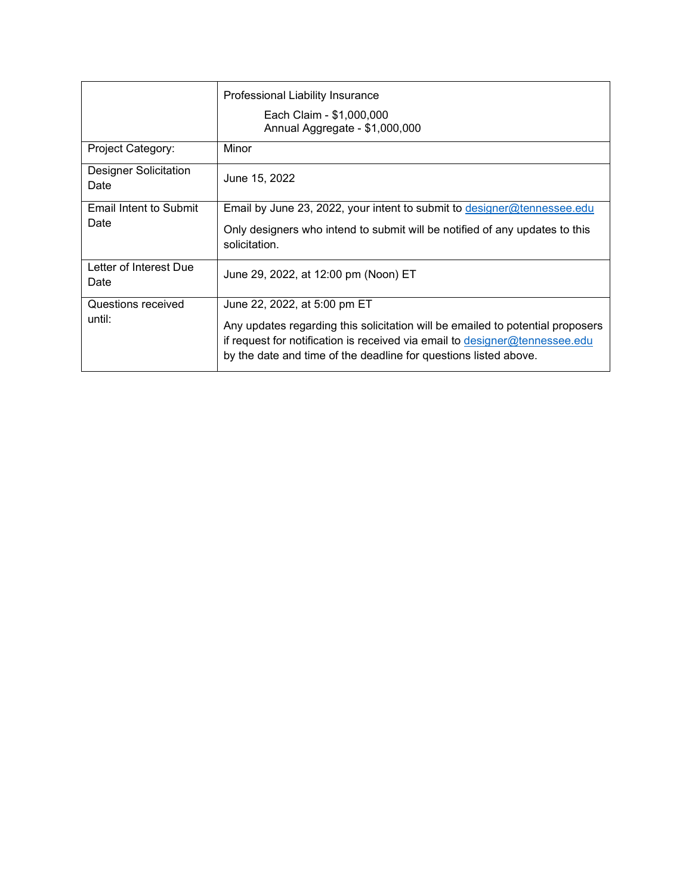| | |
|---|---|
| | Professional Liability Insurance<br>Each Claim - $1,000,000<br>Annual Aggregate - $1,000,000 |
| Project Category: | Minor |
| Designer Solicitation Date | June 15, 2022 |
| Email Intent to Submit Date | Email by June 23, 2022, your intent to submit to designer@tennessee.edu<br>Only designers who intend to submit will be notified of any updates to this solicitation. |
| Letter of Interest Due Date | June 29, 2022, at 12:00 pm (Noon) ET |
| Questions received until: | June 22, 2022, at 5:00 pm ET<br>Any updates regarding this solicitation will be emailed to potential proposers if request for notification is received via email to designer@tennessee.edu by the date and time of the deadline for questions listed above. |